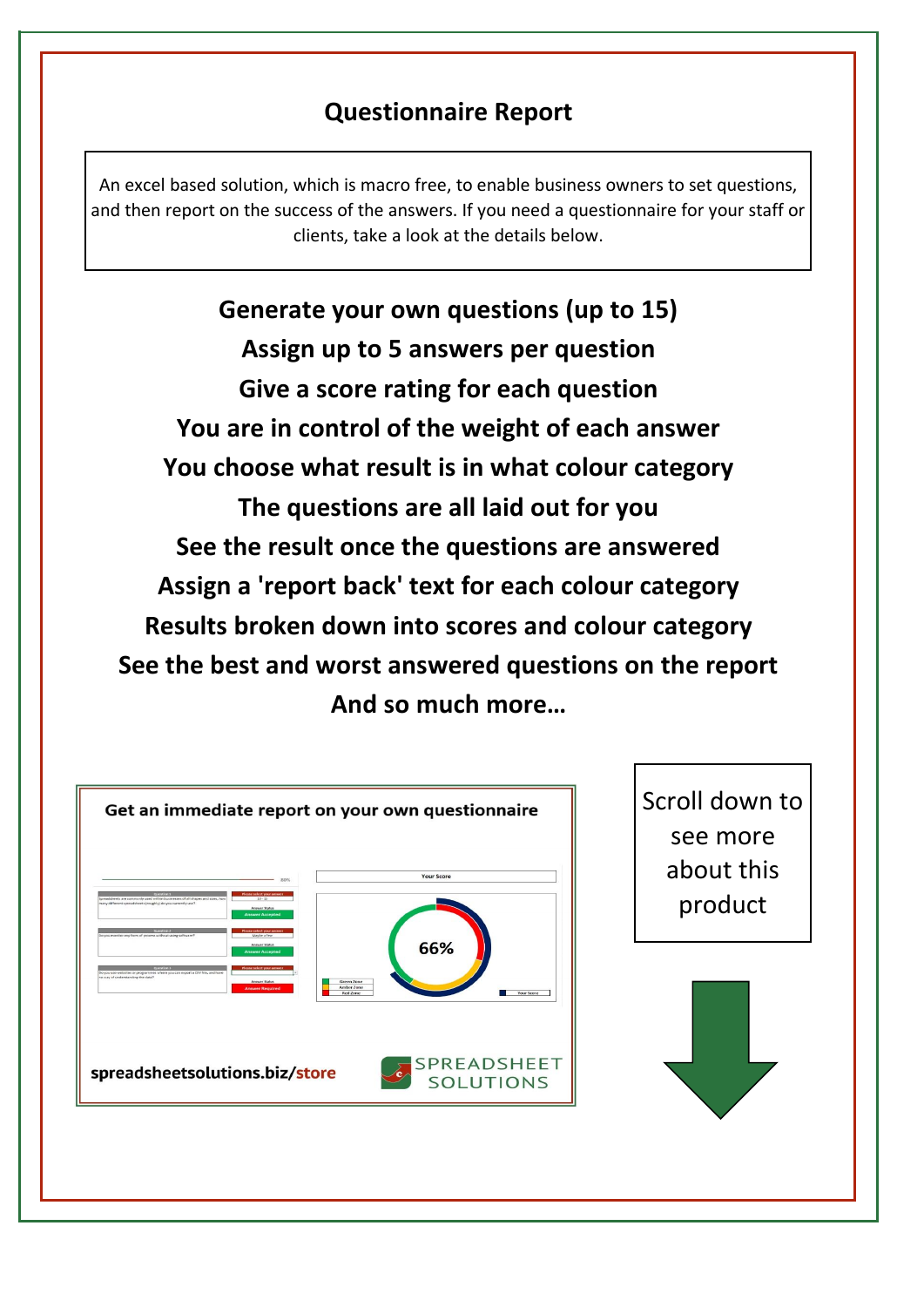# Questionnaire Report

An excel based solution, which is macro free, to enable business owners to set questions, and then report on the success of the answers. If you need a questionnaire for your staff or clients, take a look at the details below.

**Generate your own questions (up to 15)**

**Assign up to 5 answers per question**

**Give a score rating for each question**

**You are in control of the weight of each answer**

**You choose what result is in what colour category**

**The questions are all laid out for you**

**See the result once the questions are answered**

**Assign a 'report back' text for each colour category**

**Results broken down into scores and colour category**

**See the best and worst answered questions on the report**

**And so much more…**

**Get an immediate report on your own questionnaire**

Your Score

66%

Green Zone
Amber Zone
Red Zone

Your Score

**spreadsheetsolutions.biz/store**

SPREADSHEET SOLUTIONS

Scroll down to see more about this product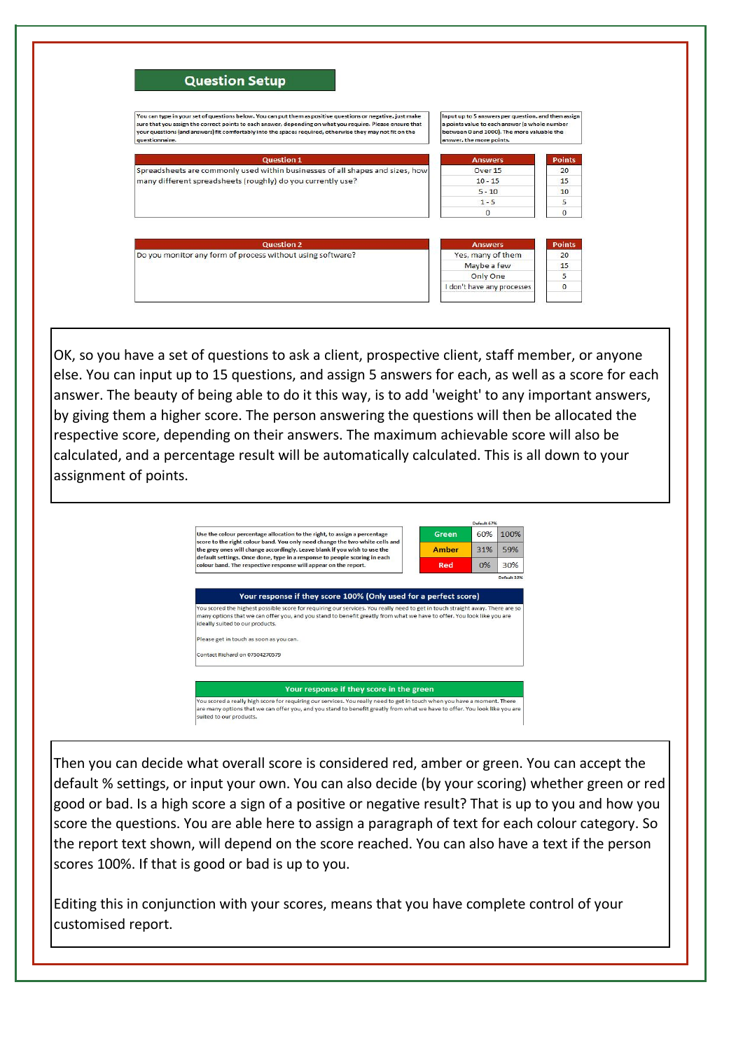## Question Setup

You can type in your set of questions below. You can put them as positive questions or negative, just make sure that you assign the correct points to each answer, depending on what you require. Please ensure that your questions (and answers) fit comfortably into the spaces required, otherwise they may not fit on the questionnaire.

Input up to 5 answers per question, and then assign a points value to each answer (a whole number between 0 and 1000). The more valuable the answer, the more points.

| Question 1 | Answers | Points |
| --- | --- | --- |
| Spreadsheets are commonly used within businesses of all shapes and sizes, how many different spreadsheets (roughly) do you currently use? | Over 15 | 20 |
| | 10 - 15 | 15 |
| | 5 - 10 | 10 |
| | 1 - 5 | 5 |
| | 0 | 0 |

| Question 2 | Answers | Points |
| --- | --- | --- |
| Do you monitor any form of process without using software? | Yes, many of them | 20 |
| | Maybe a few | 15 |
| | Only One | 5 |
| | I don't have any processes | 0 |

OK, so you have a set of questions to ask a client, prospective client, staff member, or anyone else. You can input up to 15 questions, and assign 5 answers for each, as well as a score for each answer. The beauty of being able to do it this way, is to add 'weight' to any important answers, by giving them a higher score. The person answering the questions will then be allocated the respective score, depending on their answers. The maximum achievable score will also be calculated, and a percentage result will be automatically calculated. This is all down to your assignment of points.

Use the colour percentage allocation to the right, to assign a percentage score to the right colour band. You only need change the two white cells and the grey ones will change accordingly. Leave blank if you wish to use the default settings. Once done, type in a response to people scoring in each colour band. The respective response will appear on the report.

Default 67%

| | | |
| --- | --- | --- |
| Green | 60% | 100% |
| Amber | 31% | 59% |
| Red | 0% | 30% |

Default 33%

**Your response if they score 100% (Only used for a perfect score)**

You scored the highest possible score for requiring our services. You really need to get in touch straight away. There are so many options that we can offer you, and you stand to benefit greatly from what we have to offer. You look like you are ideally suited to our products.

Please get in touch as soon as you can.

Contact Richard on 07504270579

**Your response if they score in the green**

You scored a really high score for requiring our services. You really need to get in touch when you have a moment. There are many options that we can offer you, and you stand to benefit greatly from what we have to offer. You look like you are suited to our products.

Then you can decide what overall score is considered red, amber or green. You can accept the default % settings, or input your own. You can also decide (by your scoring) whether green or red good or bad. Is a high score a sign of a positive or negative result? That is up to you and how you score the questions. You are able here to assign a paragraph of text for each colour category. So the report text shown, will depend on the score reached. You can also have a text if the person scores 100%. If that is good or bad is up to you.

Editing this in conjunction with your scores, means that you have complete control of your customised report.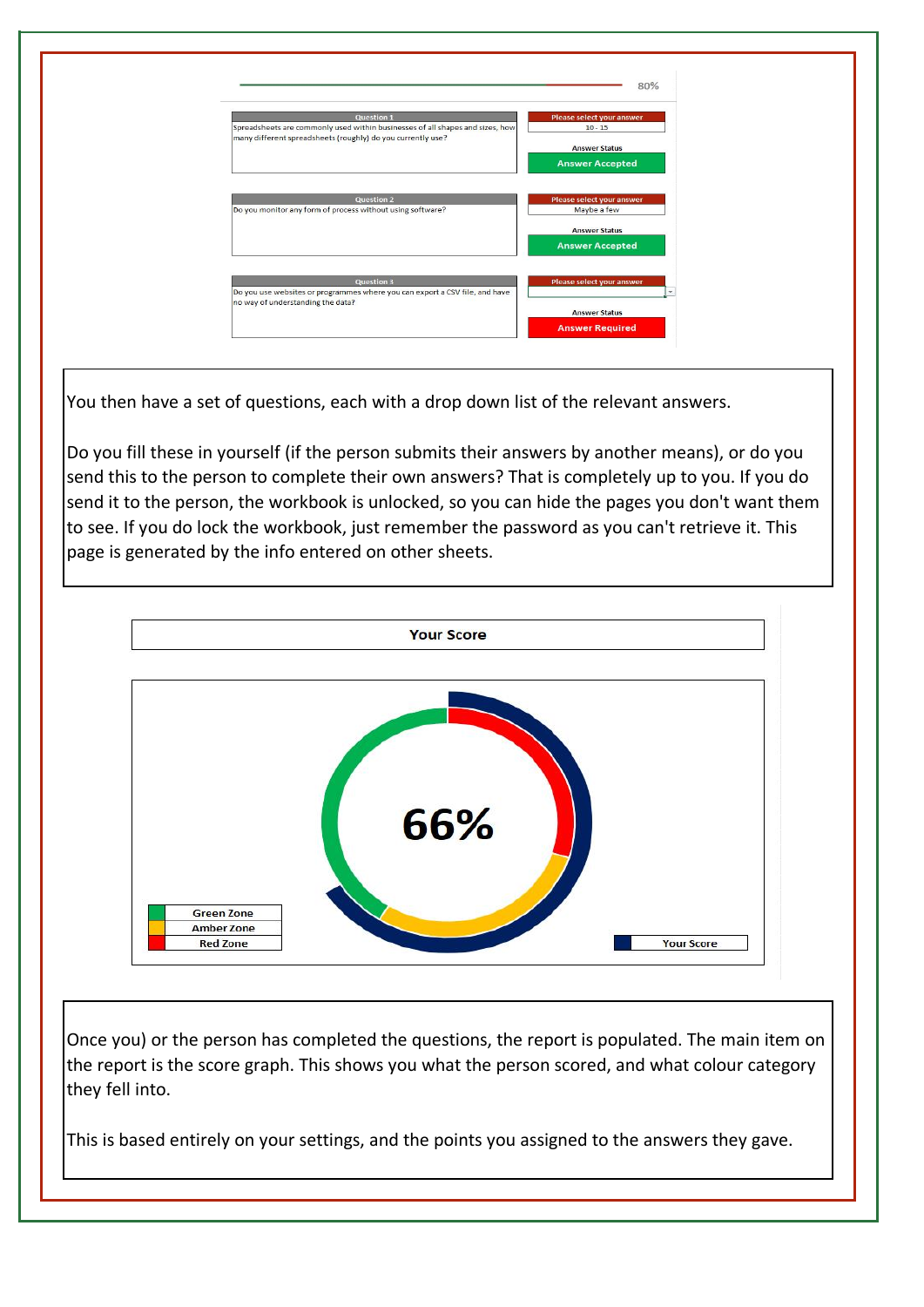80%

| Question 1 | Please select your answer |
| --- | --- |
| Spreadsheets are commonly used within businesses of all shapes and sizes, how many different spreadsheets (roughly) do you currently use? | 10 - 15 |
| | Answer Status |
| | Answer Accepted |

| Question 2 | Please select your answer |
| --- | --- |
| Do you monitor any form of process without using software? | Maybe a few |
| | Answer Status |
| | Answer Accepted |

| Question 3 | Please select your answer |
| --- | --- |
| Do you use websites or programmes where you can export a CSV file, and have no way of understanding the data? | |
| | Answer Status |
| | Answer Required |

You then have a set of questions, each with a drop down list of the relevant answers.

Do you fill these in yourself (if the person submits their answers by another means), or do you send this to the person to complete their own answers? That is completely up to you. If you do send it to the person, the workbook is unlocked, so you can hide the pages you don't want them to see. If you do lock the workbook, just remember the password as you can't retrieve it. This page is generated by the info entered on other sheets.

**Your Score**

66%

Green Zone
Amber Zone
Red Zone

Your Score

Once you) or the person has completed the questions, the report is populated. The main item on the report is the score graph. This shows you what the person scored, and what colour category they fell into.

This is based entirely on your settings, and the points you assigned to the answers they gave.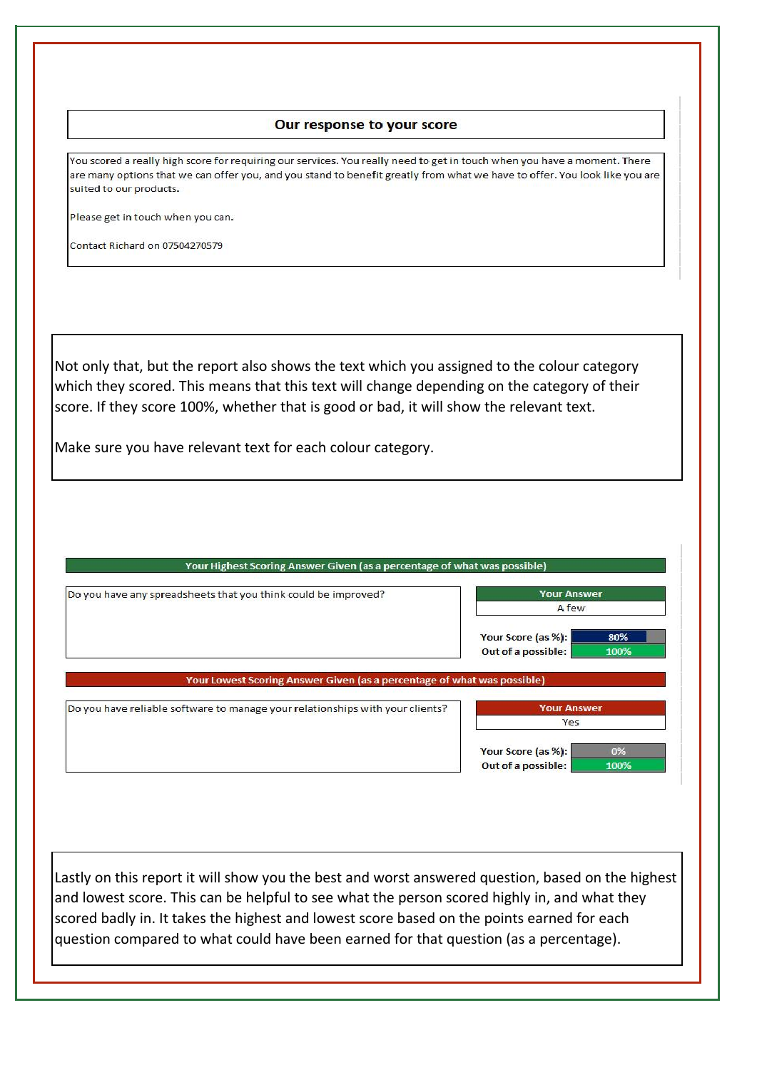**Our response to your score**

You scored a really high score for requiring our services. You really need to get in touch when you have a moment. There are many options that we can offer you, and you stand to benefit greatly from what we have to offer. You look like you are suited to our products.

Please get in touch when you can.

Contact Richard on 07504270579

Not only that, but the report also shows the text which you assigned to the colour category which they scored. This means that this text will change depending on the category of their score. If they score 100%, whether that is good or bad, it will show the relevant text.

Make sure you have relevant text for each colour category.

**Your Highest Scoring Answer Given (as a percentage of what was possible)**

Do you have any spreadsheets that you think could be improved?

| Your Answer | |
|---|---|
| A few | |
| Your Score (as %): | 80% |
| Out of a possible: | 100% |

**Your Lowest Scoring Answer Given (as a percentage of what was possible)**

Do you have reliable software to manage your relationships with your clients?

| Your Answer | |
|---|---|
| Yes | |
| Your Score (as %): | 0% |
| Out of a possible: | 100% |

Lastly on this report it will show you the best and worst answered question, based on the highest and lowest score. This can be helpful to see what the person scored highly in, and what they scored badly in. It takes the highest and lowest score based on the points earned for each question compared to what could have been earned for that question (as a percentage).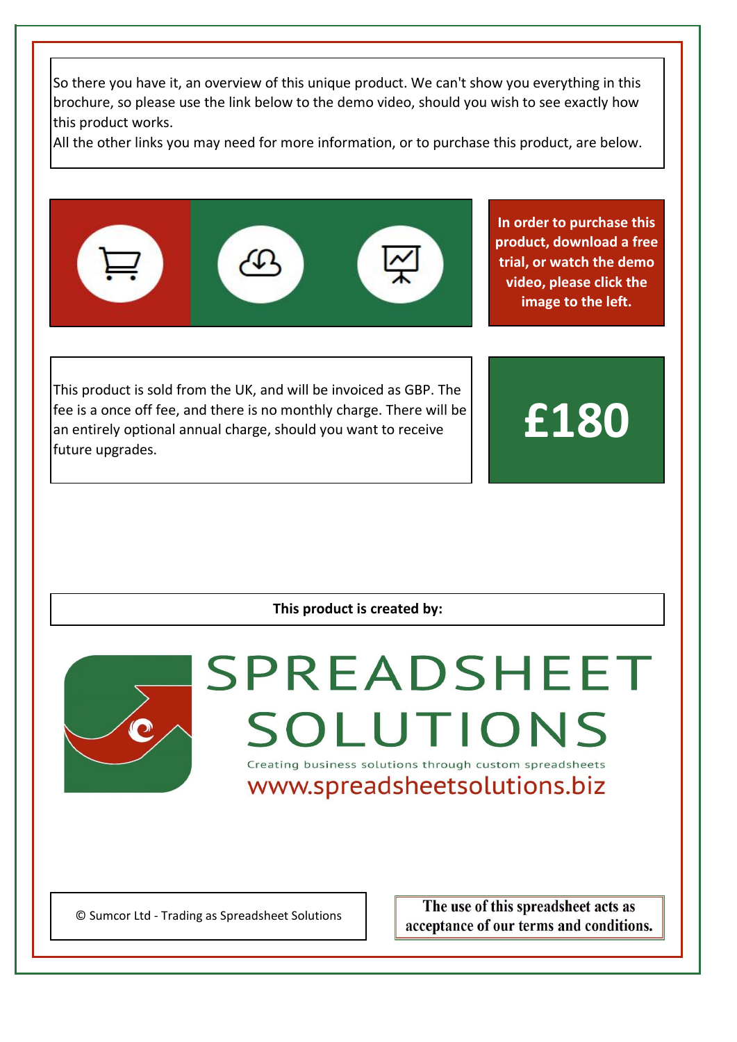So there you have it, an overview of this unique product. We can't show you everything in this brochure, so please use the link below to the demo video, should you wish to see exactly how this product works.
All the other links you may need for more information, or to purchase this product, are below.

**In order to purchase this product, download a free trial, or watch the demo video, please click the image to the left.**

This product is sold from the UK, and will be invoiced as GBP. The fee is a once off fee, and there is no monthly charge. There will be an entirely optional annual charge, should you want to receive future upgrades.

**£180**

**This product is created by:**

SPREADSHEET SOLUTIONS

Creating business solutions through custom spreadsheets

www.spreadsheetsolutions.biz

© Sumcor Ltd - Trading as Spreadsheet Solutions

**The use of this spreadsheet acts as acceptance of our terms and conditions.**